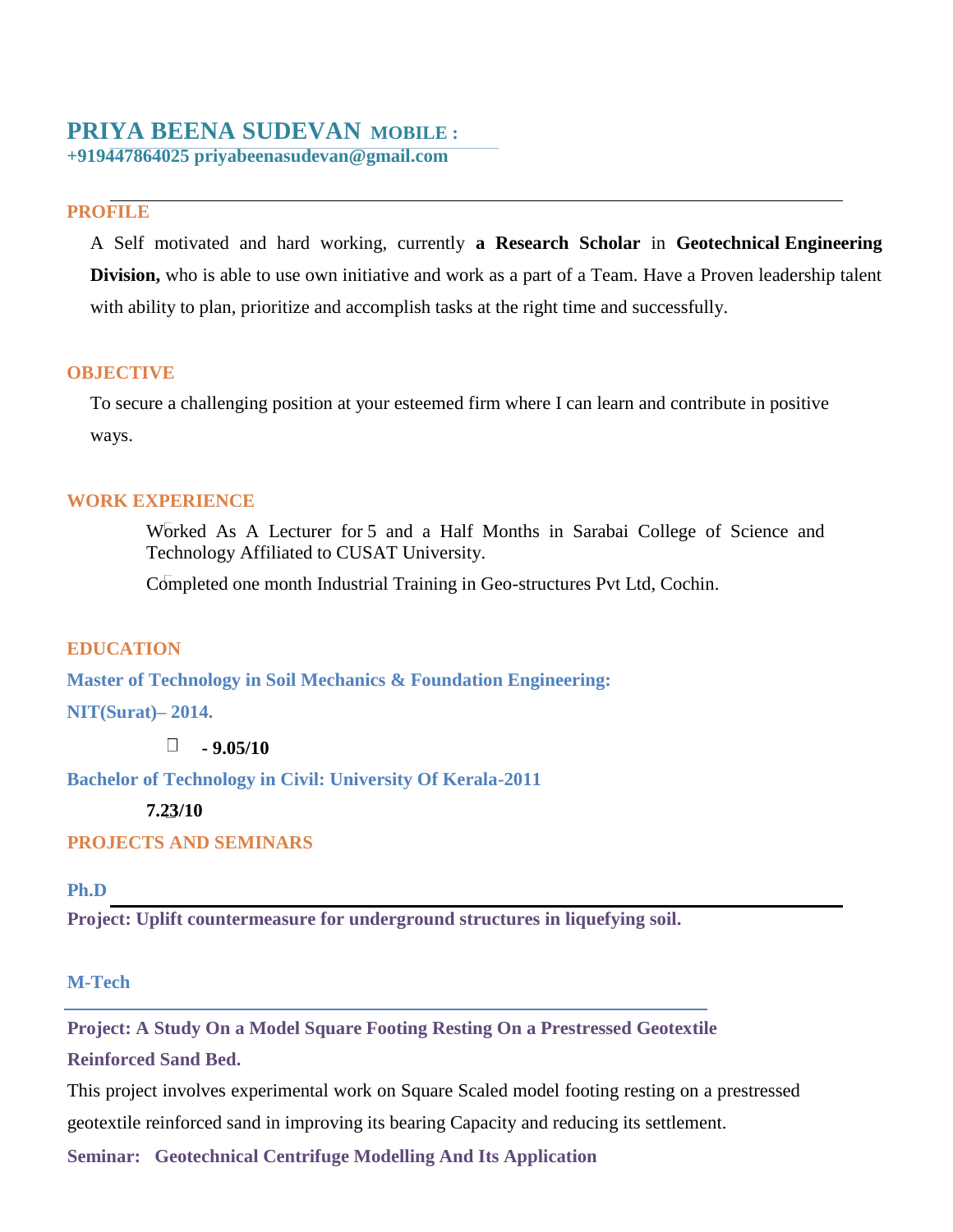# PRIYA BEENA SUDEVAN **MOBILE :**

**+919447864025 priyabeenasudevan@gmail.com**

## PROFILE

A Self motivated and hard working, currently **a Research Scholar** in **Geotechnical Engineering Division,** who is able to use own initiative and work as a part of a Team. Have a Proven leadership talent with ability to plan, prioritize and accomplish tasks at the right time and successfully.

## OBJECTIVE

To secure a challenging position at your esteemed firm where I can learn and contribute in positive ways.

## WORK EXPERIENCE

- Worked As A Lecturer for 5 and a Half Months in Sarabai College of Science and Technology Affiliated to CUSAT University.
- Completed one month Industrial Training in Geo-structures Pvt Ltd, Cochin.

## EDUCATION

**Master of Technology in Soil Mechanics & Foundation Engineering:**

**NIT(Surat)– 2014.**

- **- 9.05/10**

**Bachelor of Technology in Civil: University Of Kerala-2011**

**7.23/10**

## PROJECTS AND SEMINARS

### Ph.D

**Project: Uplift countermeasure for underground structures in liquefying soil.**

### M-Tech

**Project: A Study On a Model Square Footing Resting On a Prestressed Geotextile Reinforced Sand Bed.**

This project involves experimental work on Square Scaled model footing resting on a prestressed geotextile reinforced sand in improving its bearing Capacity and reducing its settlement.

**Seminar: Geotechnical Centrifuge Modelling And Its Application**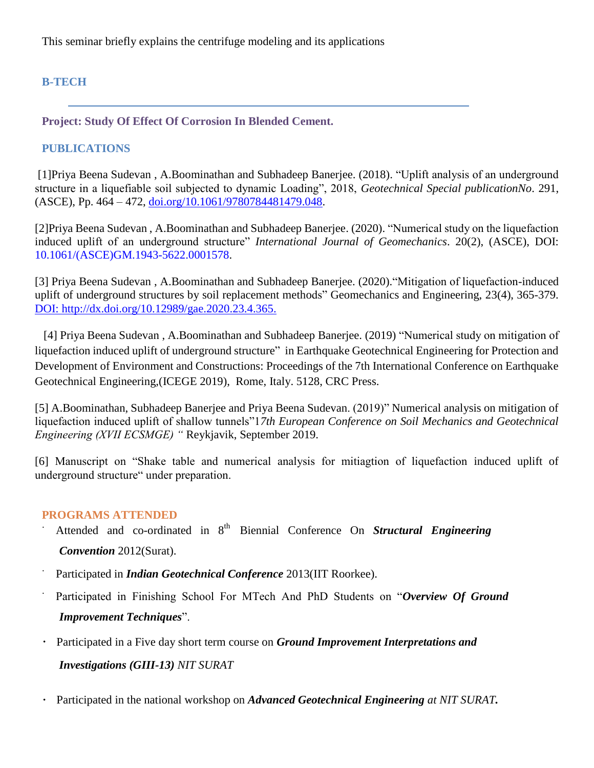This seminar briefly explains the centrifuge modeling and its applications

## B-TECH

---

**Project: Study Of Effect Of Corrosion In Blended Cement.**

## PUBLICATIONS

[1]Priya Beena Sudevan , A.Boominathan and Subhadeep Banerjee. (2018). "Uplift analysis of an underground structure in a liquefiable soil subjected to dynamic Loading", 2018, *Geotechnical Special publicationNo*. 291, (ASCE), Pp. 464 – 472, doi.org/10.1061/9780784481479.048.

[2]Priya Beena Sudevan , A.Boominathan and Subhadeep Banerjee. (2020). "Numerical study on the liquefaction induced uplift of an underground structure" *International Journal of Geomechanics*. 20(2), (ASCE), DOI: 10.1061/(ASCE)GM.1943-5622.0001578.

[3] Priya Beena Sudevan , A.Boominathan and Subhadeep Banerjee. (2020)."Mitigation of liquefaction-induced uplift of underground structures by soil replacement methods" Geomechanics and Engineering, 23(4), 365-379. DOI: http://dx.doi.org/10.12989/gae.2020.23.4.365.

[4] Priya Beena Sudevan , A.Boominathan and Subhadeep Banerjee. (2019) "Numerical study on mitigation of liquefaction induced uplift of underground structure" in Earthquake Geotechnical Engineering for Protection and Development of Environment and Constructions: Proceedings of the 7th International Conference on Earthquake Geotechnical Engineering,(ICEGE 2019), Rome, Italy. 5128, CRC Press.

[5] A.Boominathan, Subhadeep Banerjee and Priya Beena Sudevan. (2019)" Numerical analysis on mitigation of liquefaction induced uplift of shallow tunnels"1*7th European Conference on Soil Mechanics and Geotechnical Engineering (XVII ECSMGE) "* Reykjavik, September 2019.

[6] Manuscript on "Shake table and numerical analysis for mitiagtion of liquefaction induced uplift of underground structure" under preparation.

## PROGRAMS ATTENDED

- Attended and co-ordinated in 8th Biennial Conference On ***Structural Engineering Convention*** 2012(Surat).
- Participated in ***Indian Geotechnical Conference*** 2013(IIT Roorkee).
- Participated in Finishing School For MTech And PhD Students on "***Overview Of Ground Improvement Techniques***".
- Participated in a Five day short term course on ***Ground Improvement Interpretations and Investigations (GIII-13)*** *NIT SURAT*
- Participated in the national workshop on ***Advanced Geotechnical Engineering*** *at NIT SURAT.*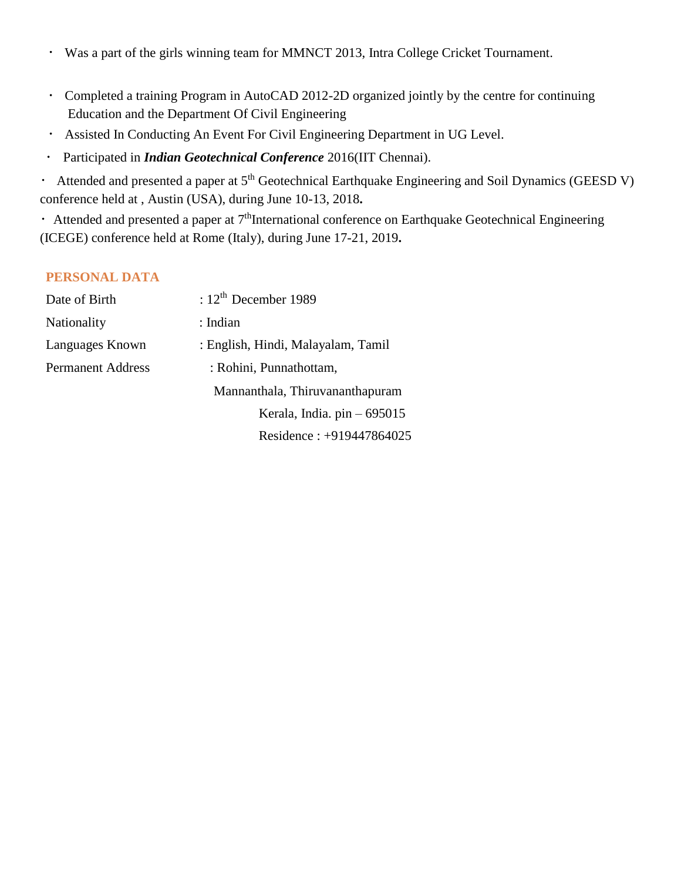- Was a part of the girls winning team for MMNCT 2013, Intra College Cricket Tournament.

- Completed a training Program in AutoCAD 2012-2D organized jointly by the centre for continuing Education and the Department Of Civil Engineering
- Assisted In Conducting An Event For Civil Engineering Department in UG Level.
- Participated in ***Indian Geotechnical Conference*** 2016(IIT Chennai).
- Attended and presented a paper at 5th Geotechnical Earthquake Engineering and Soil Dynamics (GEESD V) conference held at , Austin (USA), during June 10-13, 2018**.**
- Attended and presented a paper at 7thInternational conference on Earthquake Geotechnical Engineering (ICEGE) conference held at Rome (Italy), during June 17-21, 2019**.**

## PERSONAL DATA

| | |
|---|---|
| Date of Birth | : 12th December 1989 |
| Nationality | : Indian |
| Languages Known | : English, Hindi, Malayalam, Tamil |
| Permanent Address | : Rohini, Punnathottam, |
| | Mannanthala, Thiruvananthapuram |
| | Kerala, India. pin – 695015 |
| | Residence : +919447864025 |